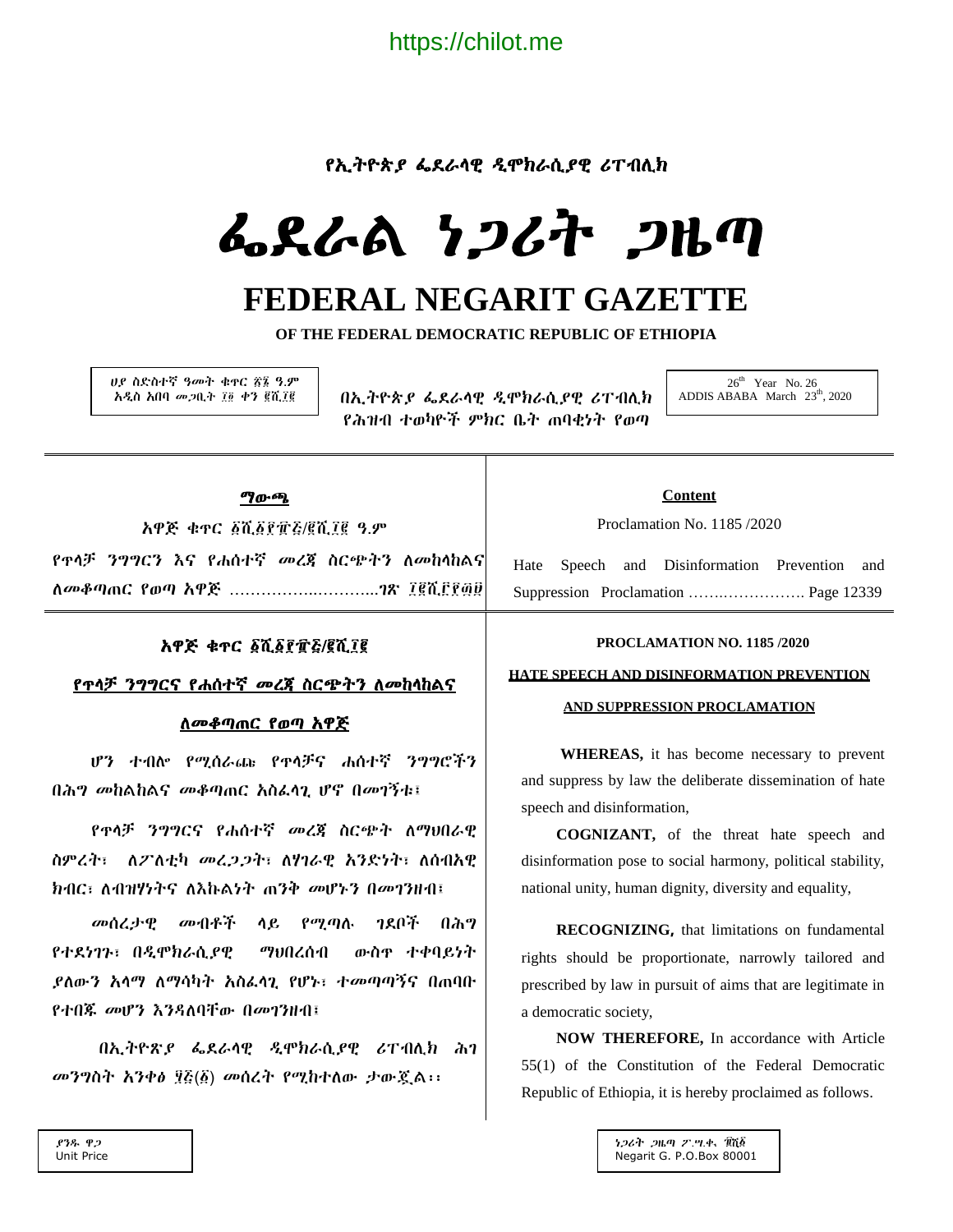https://chilot.me

የኢትዮጵያ ፌደራላዊ ዲሞክራሲያዊ ሪፐብሊክ

# ፌደራል ነጋሪት ጋዜጣ

# FEDERAL NEGARIT GAZETTE

**OF THE FEDERAL DEMOCRATIC REPUBLIC OF ETHIOPIA**

ሀያ ስድስተኛ ዓመት ቁጥር ፳፮ ዓ.ም
አዲስ አበባ መጋቢት ፲፬ ቀን ፪ሺ፲፪

በኢትዮጵያ ፌደራላዊ ዲሞክራሲያዊ ሪፐብሊክ
የሕዝብ ተወካዮች ምክር ቤት ጠባቂነት የወጣ

26th Year No. 26
ADDIS ABABA March 23th, 2020

**ማውጫ**

አዋጅ ቁጥር ፩ሺ፩፻፹፭/፪ሺ፲፪ ዓ.ም

የጥላቻ ንግግርን እና የሐሰተኛ መረጃ ስርጭትን ለመከላከልና ለመቆጣጠር የወጣ አዋጅ ……………..………...ገጽ ፲፪ሺ፫፻፴፱

**Content**

Proclamation No. 1185 /2020

Hate Speech and Disinformation Prevention and Suppression Proclamation ……..…………… Page 12339

**አዋጅ ቁጥር ፩ሺ፩፻፹፭/፪ሺ፲፪**

**የጥላቻ ንግግርና የሐሰተኛ መረጃ ስርጭትን ለመከላከልና ለመቆጣጠር የወጣ አዋጅ**

ሆን ተብሎ የሚሰራጩ የጥላቻና ሐሰተኛ ንግግሮችን በሕግ መከልከልና መቆጣጠር አስፈላጊ ሆኖ በመገኘቱ፣

የጥላቻ ንግግርና የሐሰተኛ መረጃ ስርጭት ለማህበራዊ ስምረት፣ ለፖለቲካ መረጋጋት፣ ለሃገራዊ አንድነት፣ ለሰብአዊ ክብር፣ ለብዝሃነትና ለእኩልነት ጠንቅ መሆኑን በመገንዘብ፣

መሰረታዊ መብቶች ላይ የሚጣሉ ገደቦች በሕግ የተደነገጉ፣ በዲሞክራሲያዊ ማህበረሰብ ውስጥ ተቀባይነት ያለውን አላማ ለማሳካት አስፈላጊ የሆኑ፣ ተመጣጣኝና በጠባቡ የተበጁ መሆን እንዳለባቸው በመገንዘብ፣

በኢትዮጵያ ፌደራላዊ ዲሞክራሲያዊ ሪፐብሊክ ሕገ መንግስት አንቀፅ ፶፭(፩) መሰረት የሚከተለው ታውጇል፡፡

**PROCLAMATION NO. 1185 /2020**

**HATE SPEECH AND DISINFORMATION PREVENTION AND SUPPRESSION PROCLAMATION**

**WHEREAS,** it has become necessary to prevent and suppress by law the deliberate dissemination of hate speech and disinformation,

**COGNIZANT,** of the threat hate speech and disinformation pose to social harmony, political stability, national unity, human dignity, diversity and equality,

**RECOGNIZING,** that limitations on fundamental rights should be proportionate, narrowly tailored and prescribed by law in pursuit of aims that are legitimate in a democratic society,

**NOW THEREFORE,** In accordance with Article 55(1) of the Constitution of the Federal Democratic Republic of Ethiopia, it is hereby proclaimed as follows.

ያንዱ ዋጋ
Unit Price

ነጋሪት ጋዜጣ ፖ.ሣ.ቁ. ፹ሺ፩
Negarit G. P.O.Box 80001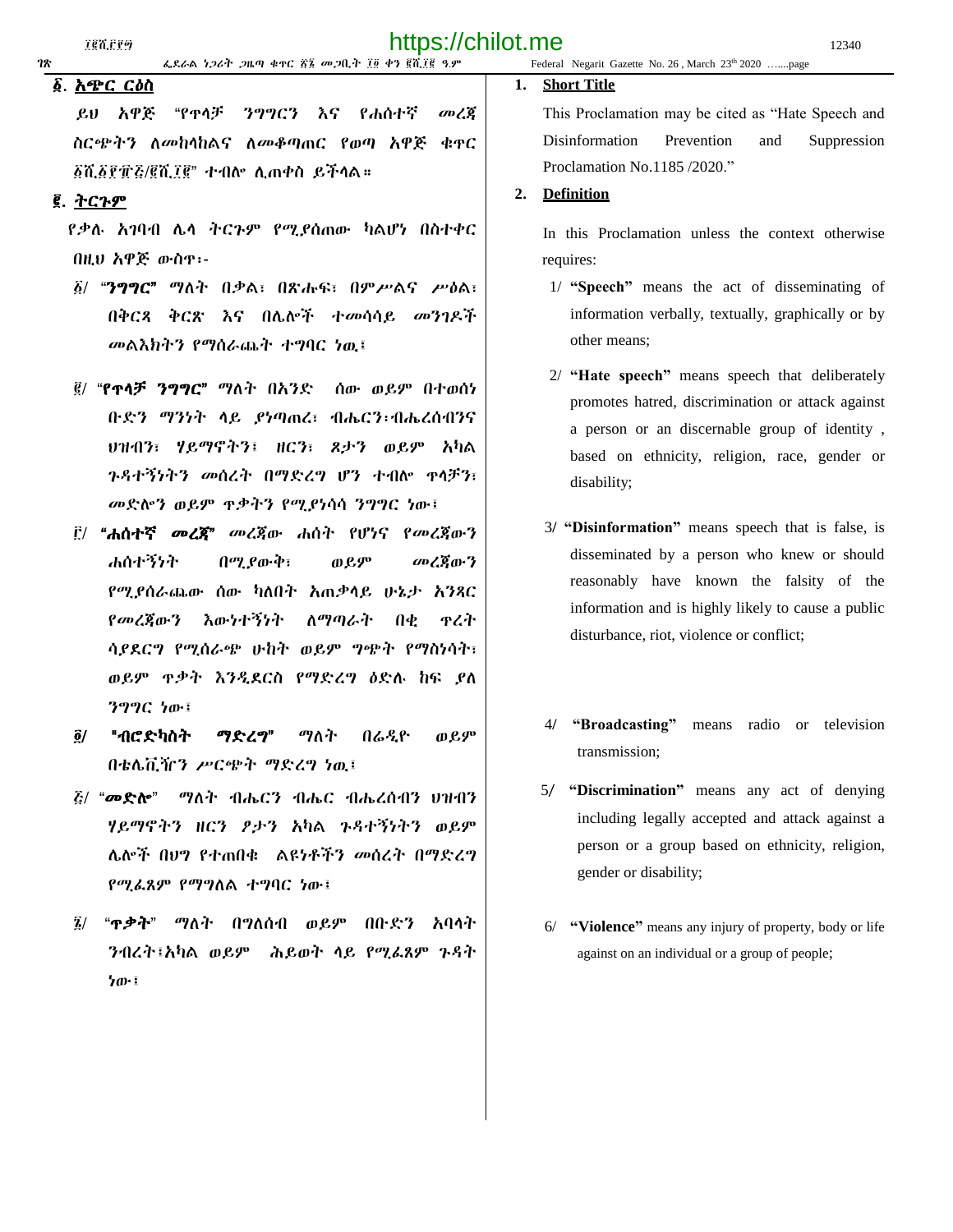## ፩. አጭር ርዕስ

ይህ አዋጅ "የጥላቻ ንግግርን እና የሐሰተኛ መረጃ ስርጭትን ለመከላከልና ለመቆጣጠር የወጣ አዋጅ ቁጥር ፩ሺ፩፻፹፭/፪ሺ፲፪" ተብሎ ሊጠቀስ ይችላል።

## ፪. ትርጉም

የቃሉ አገባብ ሌላ ትርጉም የሚያሰጠው ካልሆነ በስተቀር በዚህ አዋጅ ውስጥ፡-

፩/ **"ንግግር"** ማለት በቃል፣ በጽሑፍ፣ በምሥልና ሥዕል፣ በቅርጻ ቅርጽ እና በሌሎች ተመሳሳይ መንገዶች መልእክትን የማሰራጨት ተግባር ነዉ፣

፪/ **"የጥላቻ ንግግር"** ማለት በአንድ ሰው ወይም በተወሰነ ቡድን ማንነት ላይ ያነጣጠረ፣ ብሔርን፣ብሔረሰብንና ህዝብን፣ ሃይማኖትን፣ ዘርን፣ ጾታን ወይም አካል ጉዳተኝነትን መሰረት በማድረግ ሆን ተብሎ ጥላቻን፣ መድሎን ወይም ጥቃትን የሚያነሳሳ ንግግር ነው፤

፫/ **"ሐሰተኛ መረጃ"** መረጃው ሐሰት የሆነና የመረጃውን ሐሰተኝነት በሚያውቅ፣ ወይም መረጃውን የሚያሰራጨው ሰው ካለበት አጠቃላይ ሁኔታ አንጻር የመረጃውን እውነተኝነት ለማጣራት በቂ ጥረት ሳያደርግ የሚሰራጭ ሁከት ወይም ግጭት የማስነሳት፣ ወይም ጥቃት እንዲደርስ የማድረግ ዕድሉ ከፍ ያለ ንግግር ነው፤

፬/ **"ብሮድካስት ማድረግ"** ማለት በሬዲዮ ወይም በቴሌቪዥን ሥርጭት ማድረግ ነዉ፤

፭/ **"መድሎ"** ማለት ብሔርን ብሔር ብሔረሰብን ህዝብን ሃይማኖትን ዘርን ፆታን አካል ጉዳተኝነትን ወይም ሌሎች በህግ የተጠበቁ ልዩነቶችን መሰረት በማድረግ የሚፈጸም የማግለል ተግባር ነው፤

፮/ **"ጥቃት"** ማለት በግለሰብ ወይም በቡድን አባላት ንብረት፣አካል ወይም ሕይወት ላይ የሚፈጸም ጉዳት ነው፤

## 1. Short Title

This Proclamation may be cited as "Hate Speech and Disinformation Prevention and Suppression Proclamation No.1185 /2020."

## 2. Definition

In this Proclamation unless the context otherwise requires:

1/ **"Speech"** means the act of disseminating of information verbally, textually, graphically or by other means;

2/ **"Hate speech"** means speech that deliberately promotes hatred, discrimination or attack against a person or an discernable group of identity , based on ethnicity, religion, race, gender or disability;

3/ **"Disinformation"** means speech that is false, is disseminated by a person who knew or should reasonably have known the falsity of the information and is highly likely to cause a public disturbance, riot, violence or conflict;

4/ **"Broadcasting"** means radio or television transmission;

5/ **"Discrimination"** means any act of denying including legally accepted and attack against a person or a group based on ethnicity, religion, gender or disability;

6/ **"Violence"** means any injury of property, body or life against on an individual or a group of people;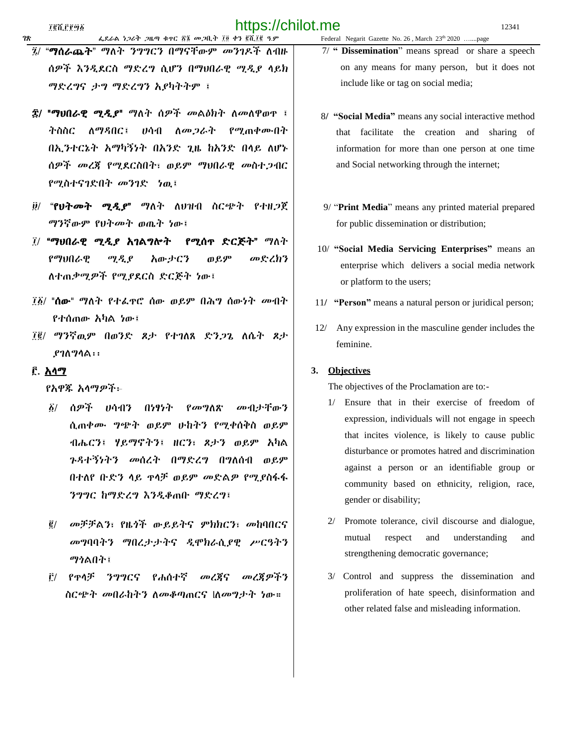፯/ "**ማሰራጨት**" ማለት ንግግርን በማናቸውም መንገዶች ለብዙ ሰዎች እንዲደርስ ማድረግ ሲሆን በማህበራዊ ሚዲያ ላይክ ማድረግና ታግ ማድረግን አያካትትም ፤

፰/ "**ማህበራዊ ሚዲያ**" ማለት ሰዎች መልዕክት ለመለዋወጥ ፣ ትስስር ለማዳበር፣ ሀሳብ ለመጋራት የሚጠቀሙበት በኢንተርኔት አማካኝነት በአንድ ጊዜ ከአንድ በላይ ለሆኑ ሰዎች መረጃ የሚደርስበት፣ ወይም ማህበራዊ መስተጋብር የሚስተናገድበት መንገድ ነዉ፣

፱/ "**የህትመት ሚዲያ**" ማለት ለህዝብ ስርጭት የተዘጋጀ ማንኛውም የህትመት ወጤት ነው፣

፲/ "**ማህበራዊ ሚዲያ አገልግሎት የሚሰጥ ድርጅት**" ማለት የማህበራዊ ሚዲያ አውታርን ወይም መድረክን ለተጠቃሚዎች የሚያደርስ ድርጅት ነው፣

፲፩/ "**ሰው**" ማለት የተፈጥሮ ሰው ወይም በሕግ ሰውነት መብት የተሰጠው አካል ነው፣

፲፪/ ማንኛዉም በወንድ ጾታ የተገለጸ ድንጋጌ ለሴት ጾታ ያገለግላል፡፡

7/ "**Dissemination**" means spread or share a speech on any means for many person, but it does not include like or tag on social media;

8/ "**Social Media**" means any social interactive method that facilitate the creation and sharing of information for more than one person at one time and Social networking through the internet;

9/ "**Print Media**" means any printed material prepared for public dissemination or distribution;

10/ "**Social Media Servicing Enterprises**" means an enterprise which delivers a social media network or platform to the users;

11/ "**Person**" means a natural person or juridical person;

12/ Any expression in the masculine gender includes the feminine.

## ፫. አላማ

የአዋጁ አላማዎች፦

፩/ ሰዎች ሀሳብን በነፃነት የመግለጽ መብታቸውን ሲጠቀሙ ግጭት ወይም ሁከትን የሚቀሰቅስ ወይም ብሔርን፣ ሃይማኖትን፣ ዘርን፣ ጾታን ወይም አካል ጉዳተኝነትን መሰረት በማድረግ በግለሰብ ወይም በተለየ ቡድን ላይ ጥላቻ ወይም መድልዎ የሚያስፋፋ ንግግር ከማድረግ እንዲቆጠቡ ማድረግ፣

፪/ መቻቻልን፣ የዜጎች ውይይትና ምክክርን፣ መከባበርና መግባባትን ማበረታታትና ዲሞክራሲያዊ ሥርዓትን ማጎልበት፣

፫/ የጥላቻ ንግግርና የሐሰተኛ መረጃና መረጃዎችን ስርጭት መበራከትን ለመቆጣጠርና ለመግታት ነው።

## 3. Objectives

The objectives of the Proclamation are to:-

1/ Ensure that in their exercise of freedom of expression, individuals will not engage in speech that incites violence, is likely to cause public disturbance or promotes hatred and discrimination against a person or an identifiable group or community based on ethnicity, religion, race, gender or disability;

2/ Promote tolerance, civil discourse and dialogue, mutual respect and understanding and strengthening democratic governance;

3/ Control and suppress the dissemination and proliferation of hate speech, disinformation and other related false and misleading information.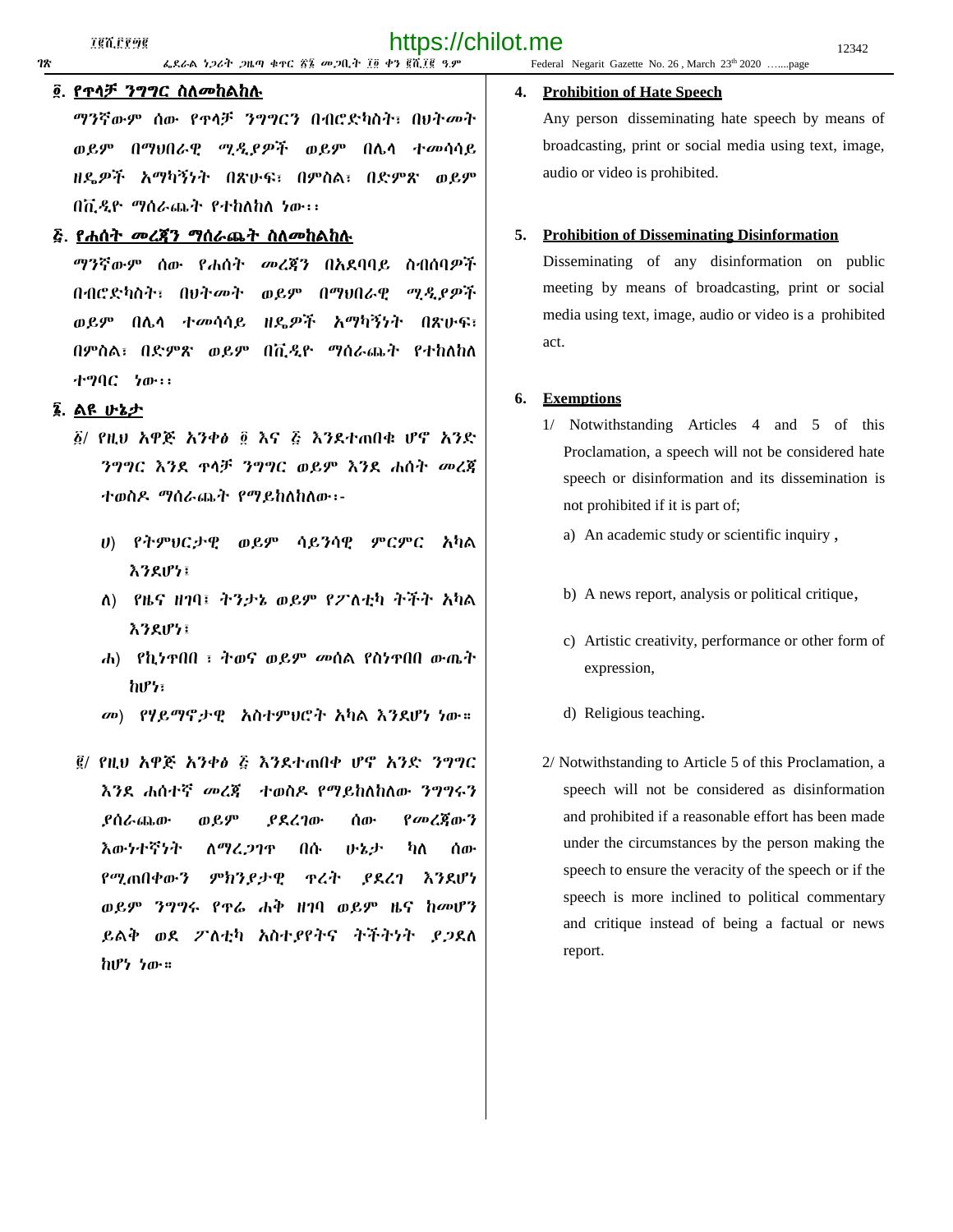## ፬. የጥላቻ ንግግር ስለመከልከሉ

ማንኛውም ሰው የጥላቻ ንግግርን በብሮድካስት፣ በህትመት ወይም በማህበራዊ ሚዲያዎች ወይም በሌላ ተመሳሳይ ዘዴዎች አማካኝነት በጽሁፍ፣ በምስል፣ በድምጽ ወይም በቪዲዮ ማሰራጨት የተከለከለ ነው፡፡

## ፭. የሐሰት መረጃን ማሰራጨት ስለመከልከሉ

ማንኛውም ሰው የሐሰት መረጃን በአደባባይ ስብሰባዎች በብሮድካስት፣ በህትመት ወይም በማህበራዊ ሚዲያዎች ወይም በሌላ ተመሳሳይ ዘዴዎች አማካኝነት በጽሁፍ፣ በምስል፣ በድምጽ ወይም በቪዲዮ ማሰራጨት የተከለከለ ተግባር ነው፡፡

## ፮. ልዩ ሁኔታ

፩/ የዚህ አዋጅ አንቀፅ ፬ እና ፭ እንደተጠበቁ ሆኖ አንድ ንግግር እንደ ጥላቻ ንግግር ወይም እንደ ሐሰት መረጃ ተወስዶ ማሰራጨት የማይከለከለው፡-

ሀ) የትምህርታዊ ወይም ሳይንሳዊ ምርምር አካል እንደሆነ፣

ለ) የዜና ዘገባ፣ ትንታኔ ወይም የፖለቲካ ትችት አካል እንደሆነ፣

ሐ) የኪነጥበብ ፣ ትወና ወይም መሰል የስነጥበብ ውጤት ከሆነ፣

መ) የሃይማኖታዊ አስተምህሮት አካል እንደሆነ ነው።

፪/ የዚህ አዋጅ አንቀፅ ፭ እንደተጠበቀ ሆኖ አንድ ንግግር እንደ ሐሰተኛ መረጃ ተወስዶ የማይከለከለው ንግግሩን ያሰራጨው ወይም ያደረገው ሰው የመረጃውን እውነተኛነት ለማረጋገጥ በሱ ሁኔታ ካለ ሰው የሚጠበቀውን ምክንያታዊ ጥረት ያደረገ እንደሆነ ወይም ንግግሩ የጥሬ ሐቅ ዘገባ ወይም ዜና ከመሆን ይልቅ ወደ ፖለቲካ አስተያየትና ትችትነት ያጋደለ ከሆነ ነው።

## 4. Prohibition of Hate Speech

Any person disseminating hate speech by means of broadcasting, print or social media using text, image, audio or video is prohibited.

## 5. Prohibition of Disseminating Disinformation

Disseminating of any disinformation on public meeting by means of broadcasting, print or social media using text, image, audio or video is a prohibited act.

## 6. Exemptions

1/ Notwithstanding Articles 4 and 5 of this Proclamation, a speech will not be considered hate speech or disinformation and its dissemination is not prohibited if it is part of;

a) An academic study or scientific inquiry ,

b) A news report, analysis or political critique,

c) Artistic creativity, performance or other form of expression,

d) Religious teaching.

2/ Notwithstanding to Article 5 of this Proclamation, a speech will not be considered as disinformation and prohibited if a reasonable effort has been made under the circumstances by the person making the speech to ensure the veracity of the speech or if the speech is more inclined to political commentary and critique instead of being a factual or news report.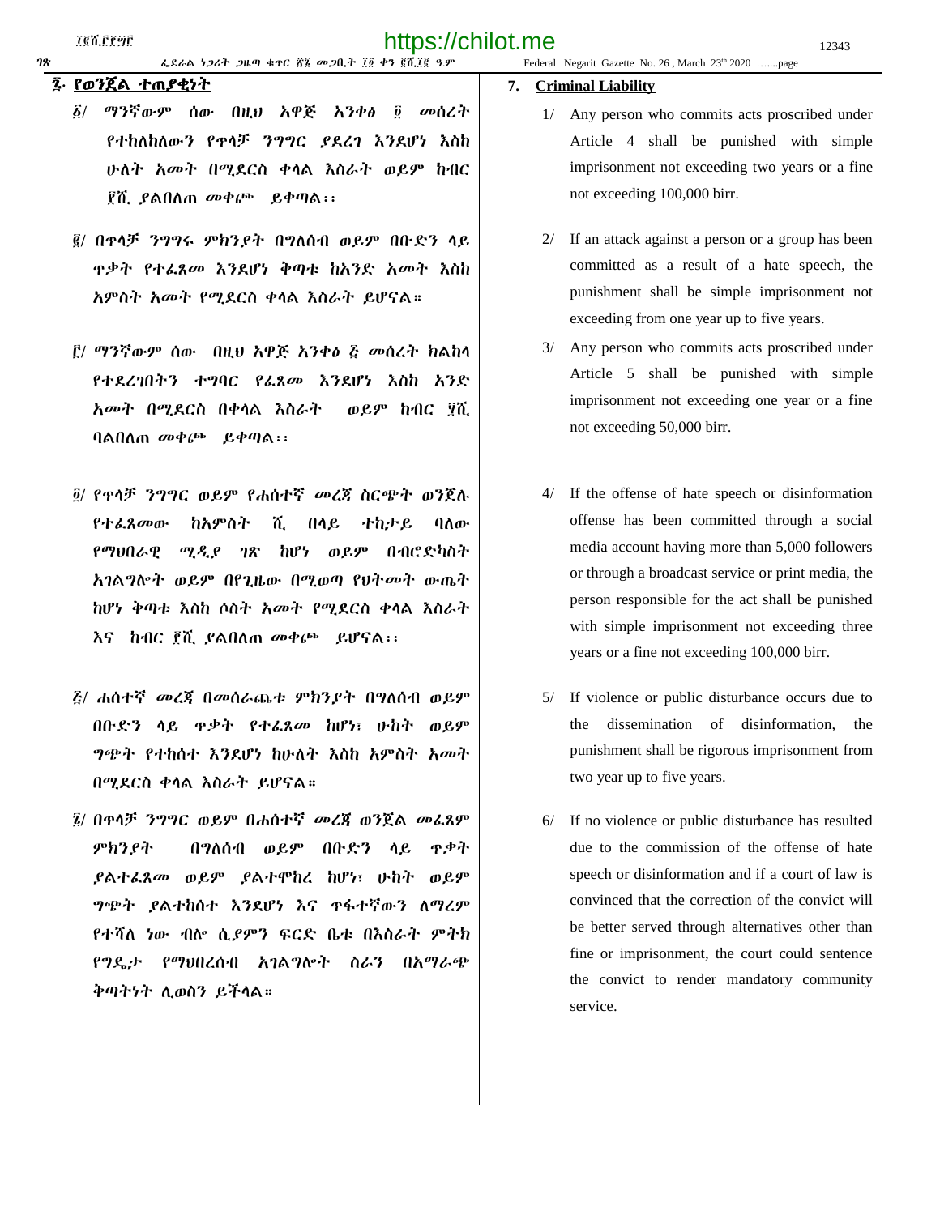## ፯. የወንጀል ተጠያቂነት

፩/ ማንኛውም ሰው በዚህ አዋጅ አንቀፅ ፬ መሰረት የተከለከለውን የጥላቻ ንግግር ያደረገ እንደሆነ እስከ ሁለት አመት በሚደርስ ቀላል እስራት ወይም ከብር ፻ሺ ያልበለጠ መቀጮ ይቀጣል፡፡

፪/ በጥላቻ ንግግሩ ምክንያት በግለሰብ ወይም በቡድን ላይ ጥቃት የተፈጸመ እንደሆነ ቅጣቱ ከአንድ አመት እስከ አምስት አመት የሚደርስ ቀላል እስራት ይሆናል።

፫/ ማንኛውም ሰው በዚህ አዋጅ አንቀፅ ፭ መሰረት ክልከላ የተደረገበትን ተግባር የፈጸመ እንደሆነ እስከ አንድ አመት በሚደርስ በቀላል እስራት ወይም ከብር ፶ሺ ባልበለጠ መቀጮ ይቀጣል፡፡

፬/ የጥላቻ ንግግር ወይም የሐሰተኛ መረጃ ስርጭት ወንጀሉ የተፈጸመው ከአምስት ሺ በላይ ተከታይ ባለው የማህበራዊ ሚዲያ ገጽ ከሆነ ወይም በብሮድካስት አገልግሎት ወይም በየጊዜው በሚወጣ የህትመት ውጤት ከሆነ ቅጣቱ እስከ ሶስት አመት የሚደርስ ቀላል እስራት እና ከብር ፻ሺ ያልበለጠ መቀጮ ይሆናል፡፡

፭/ ሐሰተኛ መረጃ በመሰራጨቱ ምክንያት በግለሰብ ወይም በቡድን ላይ ጥቃት የተፈጸመ ከሆነ፣ ሁከት ወይም ግጭት የተከሰተ እንደሆነ ከሁለት እስከ አምስት አመት በሚደርስ ቀላል እስራት ይሆናል።

፮/ በጥላቻ ንግግር ወይም በሐሰተኛ መረጃ ወንጀል መፈጸም ምክንያት በግለሰብ ወይም በቡድን ላይ ጥቃት ያልተፈጸመ ወይም ያልተሞከረ ከሆነ፣ ሁከት ወይም ግጭት ያልተከሰተ እንደሆነ እና ጥፋተኛውን ለማረም የተሻለ ነው ብሎ ሲያምን ፍርድ ቤቱ በእስራት ምትክ የግዴታ የማህበረሰብ አገልግሎት ስራን በአማራጭ ቅጣትነት ሊወስን ይችላል።

## 7. Criminal Liability

1/ Any person who commits acts proscribed under Article 4 shall be punished with simple imprisonment not exceeding two years or a fine not exceeding 100,000 birr.

2/ If an attack against a person or a group has been committed as a result of a hate speech, the punishment shall be simple imprisonment not exceeding from one year up to five years.

3/ Any person who commits acts proscribed under Article 5 shall be punished with simple imprisonment not exceeding one year or a fine not exceeding 50,000 birr.

4/ If the offense of hate speech or disinformation offense has been committed through a social media account having more than 5,000 followers or through a broadcast service or print media, the person responsible for the act shall be punished with simple imprisonment not exceeding three years or a fine not exceeding 100,000 birr.

5/ If violence or public disturbance occurs due to the dissemination of disinformation, the punishment shall be rigorous imprisonment from two year up to five years.

6/ If no violence or public disturbance has resulted due to the commission of the offense of hate speech or disinformation and if a court of law is convinced that the correction of the convict will be better served through alternatives other than fine or imprisonment, the court could sentence the convict to render mandatory community service.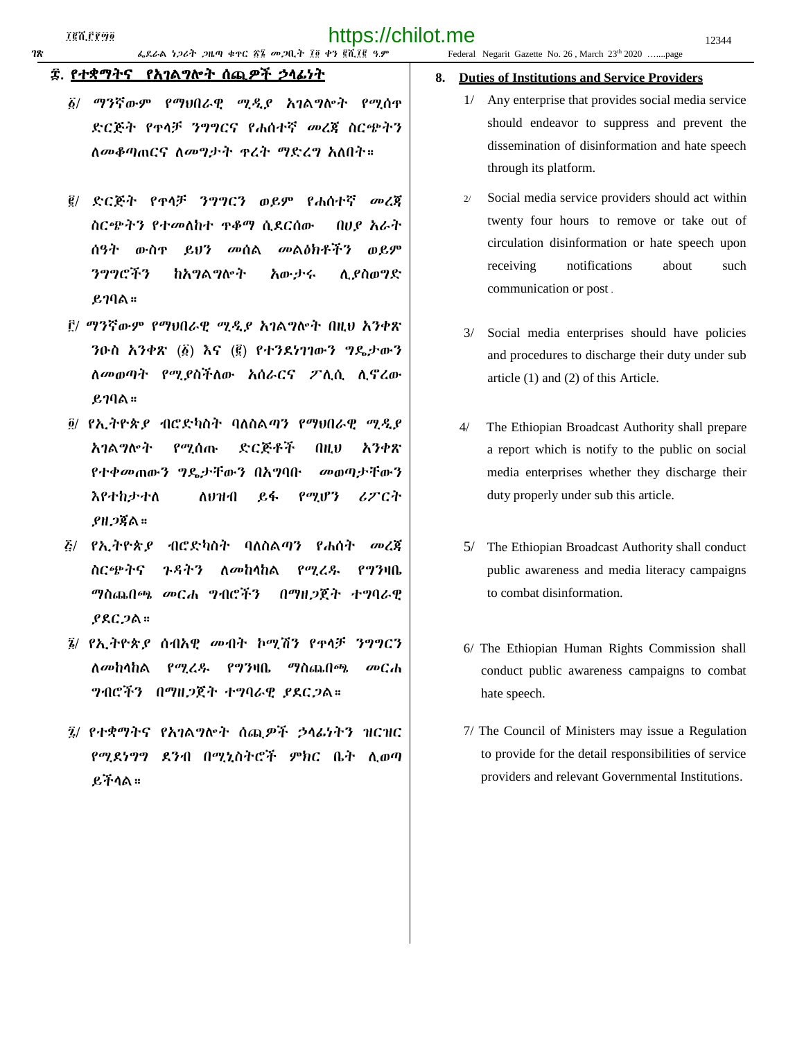## ፰. የተቋማትና የአገልግሎት ሰጪዎች ኃላፊነት

፩/ ማንኛውም የማህበራዊ ሚዲያ አገልግሎት የሚሰጥ ድርጅት የጥላቻ ንግግርና የሐሰተኛ መረጃ ስርጭትን ለመቆጣጠርና ለመግታት ጥረት ማድረግ አለበት፡፡

፪/ ድርጅት የጥላቻ ንግግርን ወይም የሐሰተኛ መረጃ ስርጭትን የተመለከተ ጥቆማ ሲደርሰው በሀያ አራት ሰዓት ውስጥ ይህን መሰል መልዕክቶችን ወይም ንግግሮችን ከአገልግሎት አውታሩ ሊያስወግድ ይገባል፡፡

፫/ ማንኛውም የማህበራዊ ሚዲያ አገልግሎት በዚህ አንቀጽ ንዑስ አንቀጽ (፩) እና (፪) የተንደነገገውን ግዴታውን ለመወጣት የሚያስችለው አሰራርና ፖሊሲ ሊኖረው ይገባል፡፡

፬/ የኢትዮጵያ ብሮድካስት ባለስልጣን የማህበራዊ ሚዲያ አገልግሎት የሚሰጡ ድርጅቶች በዚህ አንቀጽ የተቀመጠውን ግዴታቸውን በአግባቡ መወጣታቸውን እየተከታተለ ለህዝብ ይፋ የሚሆን ሪፖርት ያዘጋጃል፡፡

፭/ የኢትዮጵያ ብሮድካስት ባለስልጣን የሐሰት መረጃ ስርጭትና ጉዳትን ለመከላከል የሚረዱ የግንዛቤ ማስጨበጫ መርሐ ግብሮችን በማዘጋጀት ተግባራዊ ያደርጋል፡፡

፮/ የኢትዮጵያ ሰብአዊ መብት ኮሚሽን የጥላቻ ንግግርን ለመከላከል የሚረዱ የግንዛቤ ማስጨበጫ መርሐ ግብሮችን በማዘጋጀት ተግባራዊ ያደርጋል፡፡

፯/ የተቋማትና የአገልግሎት ሰጪዎች ኃላፊነትን ዝርዝር የሚደነግግ ደንብ በሚኒስትሮች ምክር ቤት ሊወጣ ይችላል፡፡

## 8. Duties of Institutions and Service Providers

1/ Any enterprise that provides social media service should endeavor to suppress and prevent the dissemination of disinformation and hate speech through its platform.

2/ Social media service providers should act within twenty four hours to remove or take out of circulation disinformation or hate speech upon receiving notifications about such communication or post.

3/ Social media enterprises should have policies and procedures to discharge their duty under sub article (1) and (2) of this Article.

4/ The Ethiopian Broadcast Authority shall prepare a report which is notify to the public on social media enterprises whether they discharge their duty properly under sub this article.

5/ The Ethiopian Broadcast Authority shall conduct public awareness and media literacy campaigns to combat disinformation.

6/ The Ethiopian Human Rights Commission shall conduct public awareness campaigns to combat hate speech.

7/ The Council of Ministers may issue a Regulation to provide for the detail responsibilities of service providers and relevant Governmental Institutions.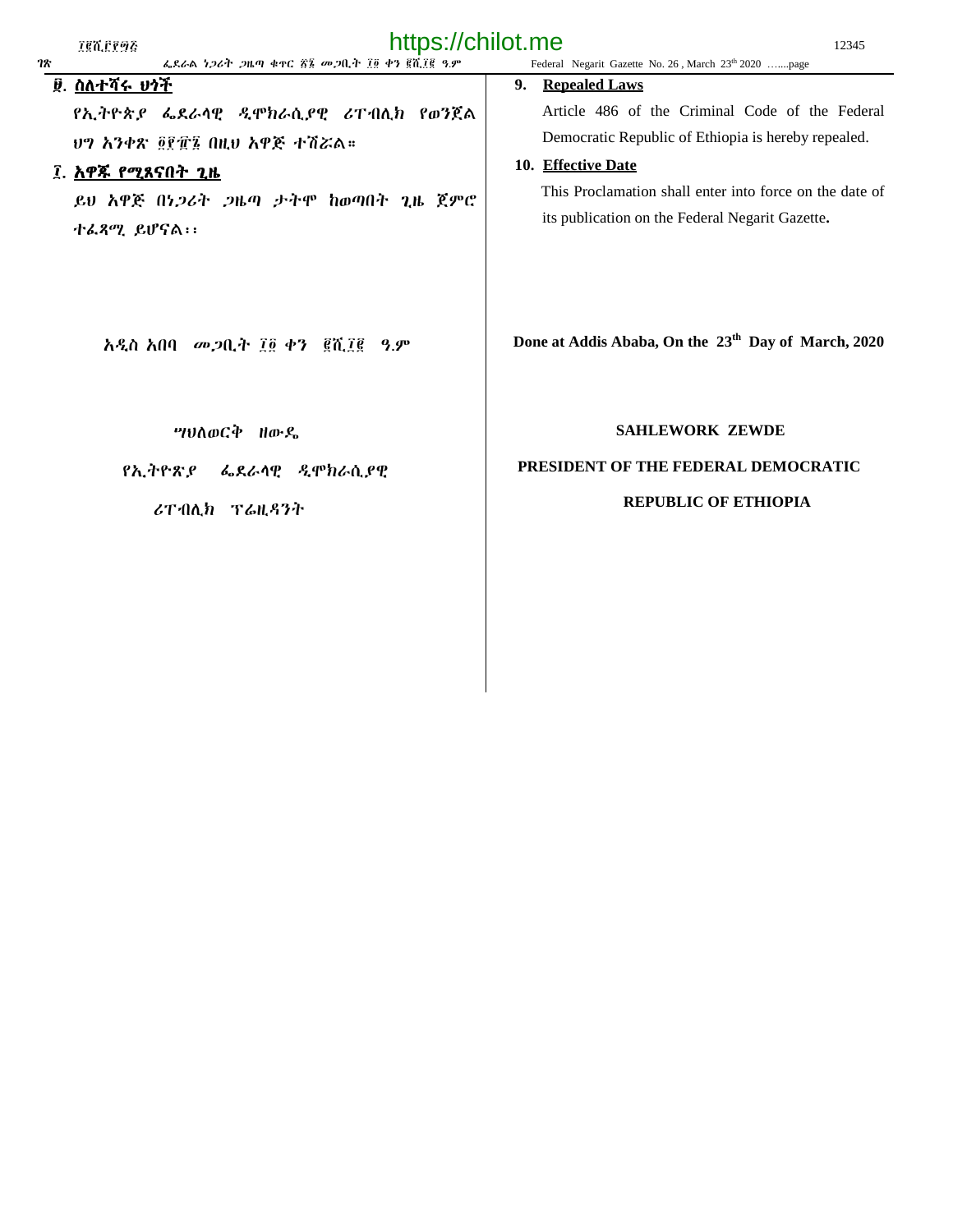**፱. ስለተሻሩ ህጎች**

የኢትዮጵያ ፌደራላዊ ዲሞክራሲያዊ ሪፐብሊክ የወንጀል ህግ አንቀጽ ፬፻፹፮ በዚህ አዋጅ ተሽሯል።

**፲. አዋጁ የሚጸናበት ጊዜ**

ይህ አዋጅ በነጋሪት ጋዜጣ ታትሞ ከወጣበት ጊዜ ጀምሮ ተፈጻሚ ይሆናል፡፡

አዲስ አበባ መጋቢት ፲፬ ቀን ፪ሺ፲፪ ዓ.ም

ሣህለወርቅ ዘውዴ

የኢትዮጵያ ፌደራላዊ ዲሞክራሲያዊ ሪፐብሊክ ፕሬዚዳንት

**9. Repealed Laws**

Article 486 of the Criminal Code of the Federal Democratic Republic of Ethiopia is hereby repealed.

**10. Effective Date**

This Proclamation shall enter into force on the date of its publication on the Federal Negarit Gazette.

**Done at Addis Ababa, On the 23th Day of March, 2020**

**SAHLEWORK ZEWDE**

**PRESIDENT OF THE FEDERAL DEMOCRATIC REPUBLIC OF ETHIOPIA**